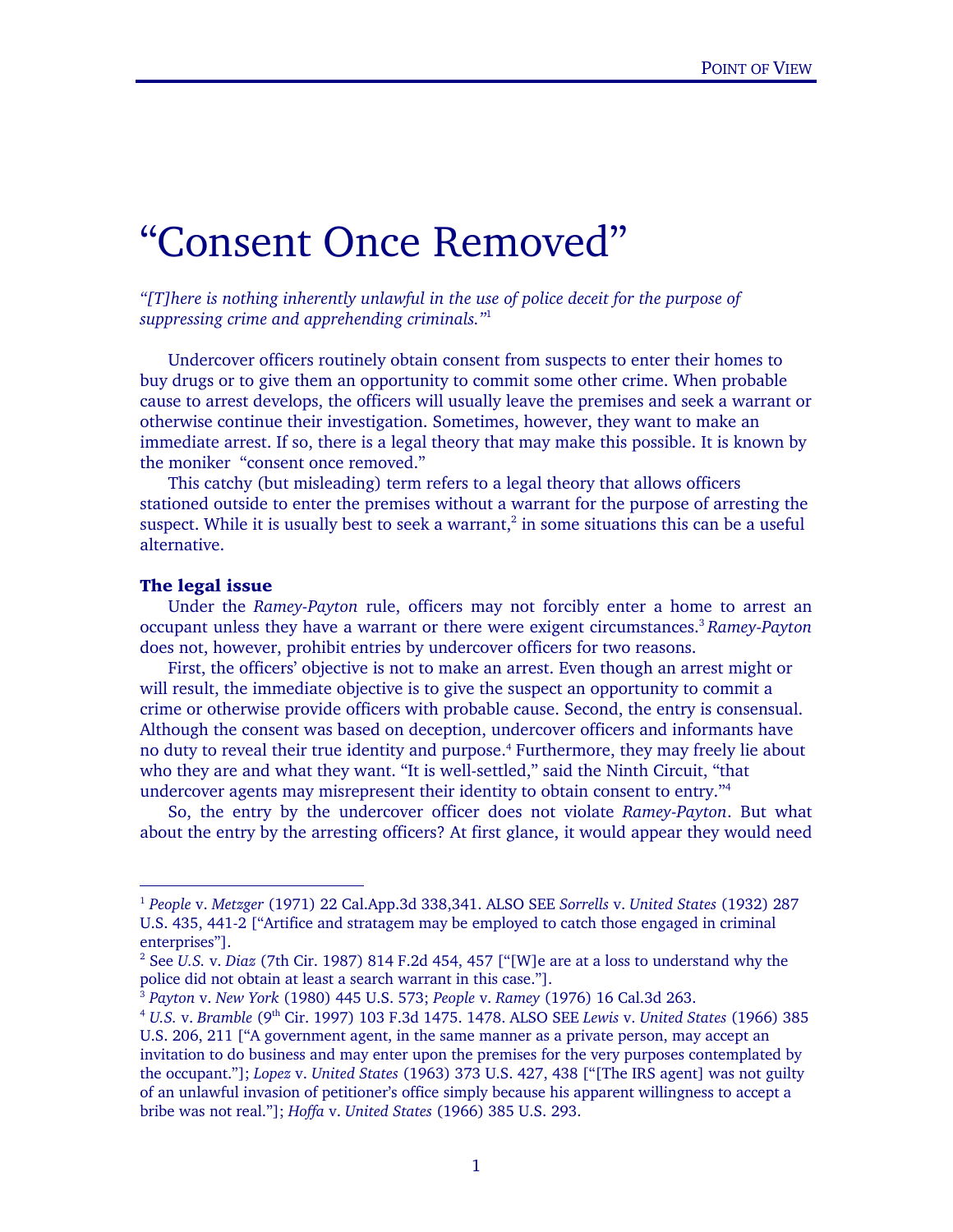# "Consent Once Removed"

*"[T]here is nothing inherently unlawful in the use of police deceit for the purpose of suppressing crime and apprehending criminals."*[1]

Undercover officers routinely obtain consent from suspects to enter their homes to buy drugs or to give them an opportunity to commit some other crime. When probable cause to arrest develops, the officers will usually leave the premises and seek a warrant or otherwise continue their investigation. Sometimes, however, they want to make an immediate arrest. If so, there is a legal theory that may make this possible. It is known by the moniker "consent once removed."

This catchy (but misleading) term refers to a legal theory that allows officers stationed outside to enter the premises without a warrant for the purpose of arresting the suspect. While it is usually best to seek a warrant,[2] in some situations this can be a useful alternative.

### The legal issue

Under the *Ramey-Payton* rule, officers may not forcibly enter a home to arrest an occupant unless they have a warrant or there were exigent circumstances.[3] *Ramey-Payton* does not, however, prohibit entries by undercover officers for two reasons.

First, the officers' objective is not to make an arrest. Even though an arrest might or will result, the immediate objective is to give the suspect an opportunity to commit a crime or otherwise provide officers with probable cause. Second, the entry is consensual. Although the consent was based on deception, undercover officers and informants have no duty to reveal their true identity and purpose.[4] Furthermore, they may freely lie about who they are and what they want. "It is well-settled," said the Ninth Circuit, "that undercover agents may misrepresent their identity to obtain consent to entry."[4]

So, the entry by the undercover officer does not violate *Ramey-Payton*. But what about the entry by the arresting officers? At first glance, it would appear they would need

---

[1] *People* v. *Metzger* (1971) 22 Cal.App.3d 338,341. ALSO SEE *Sorrells* v. *United States* (1932) 287 U.S. 435, 441-2 ["Artifice and stratagem may be employed to catch those engaged in criminal enterprises"].

[2] See *U.S.* v. *Diaz* (7th Cir. 1987) 814 F.2d 454, 457 ["[W]e are at a loss to understand why the police did not obtain at least a search warrant in this case."].

[3] *Payton* v. *New York* (1980) 445 U.S. 573; *People* v. *Ramey* (1976) 16 Cal.3d 263.

[4] *U.S.* v. *Bramble* (9th Cir. 1997) 103 F.3d 1475. 1478. ALSO SEE *Lewis* v. *United States* (1966) 385 U.S. 206, 211 ["A government agent, in the same manner as a private person, may accept an invitation to do business and may enter upon the premises for the very purposes contemplated by the occupant."]; *Lopez* v. *United States* (1963) 373 U.S. 427, 438 ["[The IRS agent] was not guilty of an unlawful invasion of petitioner's office simply because his apparent willingness to accept a bribe was not real."]; *Hoffa* v. *United States* (1966) 385 U.S. 293.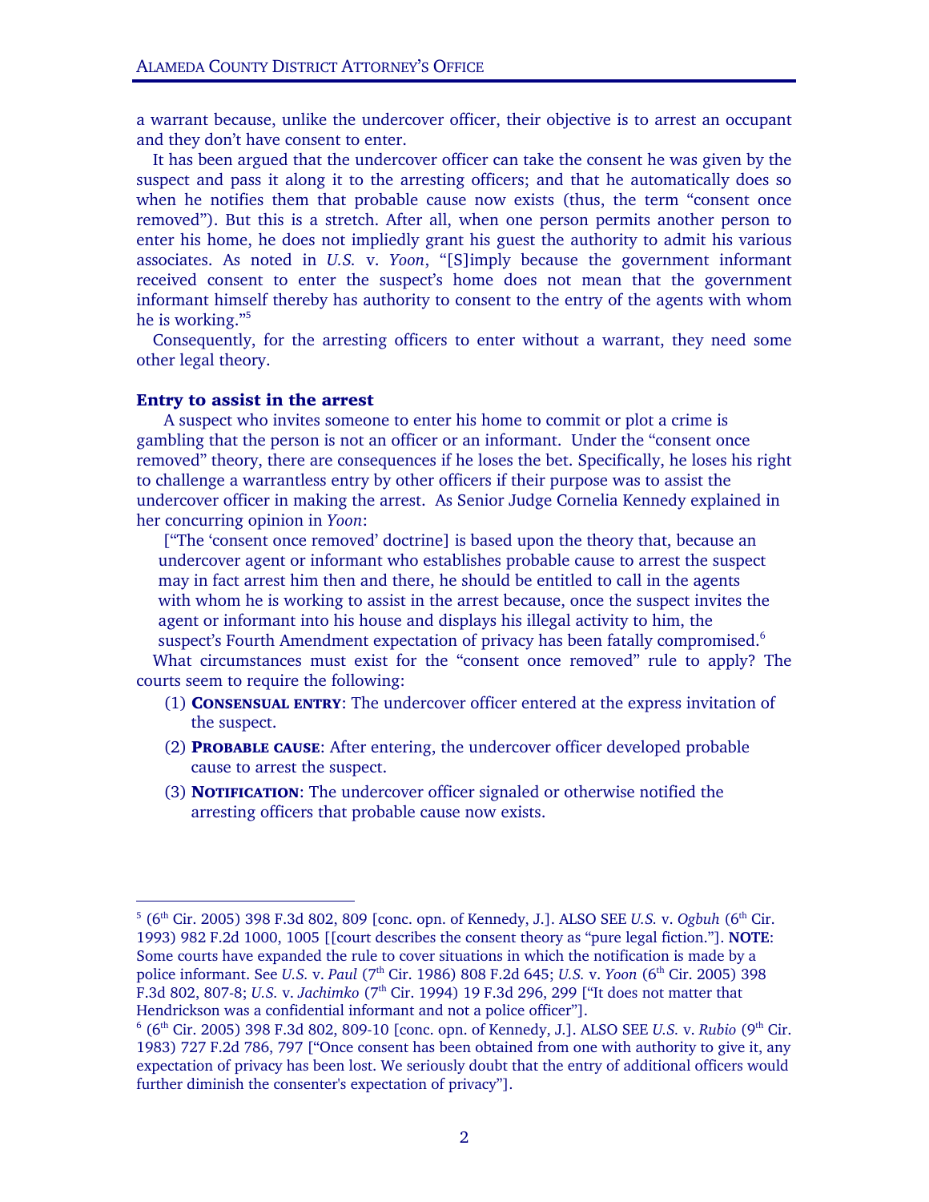a warrant because, unlike the undercover officer, their objective is to arrest an occupant and they don't have consent to enter.

It has been argued that the undercover officer can take the consent he was given by the suspect and pass it along it to the arresting officers; and that he automatically does so when he notifies them that probable cause now exists (thus, the term "consent once removed"). But this is a stretch. After all, when one person permits another person to enter his home, he does not impliedly grant his guest the authority to admit his various associates. As noted in *U.S.* v. *Yoon*, "[S]imply because the government informant received consent to enter the suspect's home does not mean that the government informant himself thereby has authority to consent to the entry of the agents with whom he is working."[5]

Consequently, for the arresting officers to enter without a warrant, they need some other legal theory.

### Entry to assist in the arrest

A suspect who invites someone to enter his home to commit or plot a crime is gambling that the person is not an officer or an informant. Under the "consent once removed" theory, there are consequences if he loses the bet. Specifically, he loses his right to challenge a warrantless entry by other officers if their purpose was to assist the undercover officer in making the arrest. As Senior Judge Cornelia Kennedy explained in her concurring opinion in *Yoon*:

> ["The 'consent once removed' doctrine] is based upon the theory that, because an undercover agent or informant who establishes probable cause to arrest the suspect may in fact arrest him then and there, he should be entitled to call in the agents with whom he is working to assist in the arrest because, once the suspect invites the agent or informant into his house and displays his illegal activity to him, the suspect's Fourth Amendment expectation of privacy has been fatally compromised.[6]

What circumstances must exist for the "consent once removed" rule to apply? The courts seem to require the following:

(1) **CONSENSUAL ENTRY**: The undercover officer entered at the express invitation of the suspect.

(2) **PROBABLE CAUSE**: After entering, the undercover officer developed probable cause to arrest the suspect.

(3) **NOTIFICATION**: The undercover officer signaled or otherwise notified the arresting officers that probable cause now exists.

---

[5] (6th Cir. 2005) 398 F.3d 802, 809 [conc. opn. of Kennedy, J.]. ALSO SEE *U.S.* v. *Ogbuh* (6th Cir. 1993) 982 F.2d 1000, 1005 [[court describes the consent theory as "pure legal fiction."]. **NOTE**: Some courts have expanded the rule to cover situations in which the notification is made by a police informant. See *U.S.* v. *Paul* (7th Cir. 1986) 808 F.2d 645; *U.S.* v. *Yoon* (6th Cir. 2005) 398 F.3d 802, 807-8; *U.S.* v. *Jachimko* (7th Cir. 1994) 19 F.3d 296, 299 ["It does not matter that Hendrickson was a confidential informant and not a police officer"].

[6] (6th Cir. 2005) 398 F.3d 802, 809-10 [conc. opn. of Kennedy, J.]. ALSO SEE *U.S.* v. *Rubio* (9th Cir. 1983) 727 F.2d 786, 797 ["Once consent has been obtained from one with authority to give it, any expectation of privacy has been lost. We seriously doubt that the entry of additional officers would further diminish the consenter's expectation of privacy"].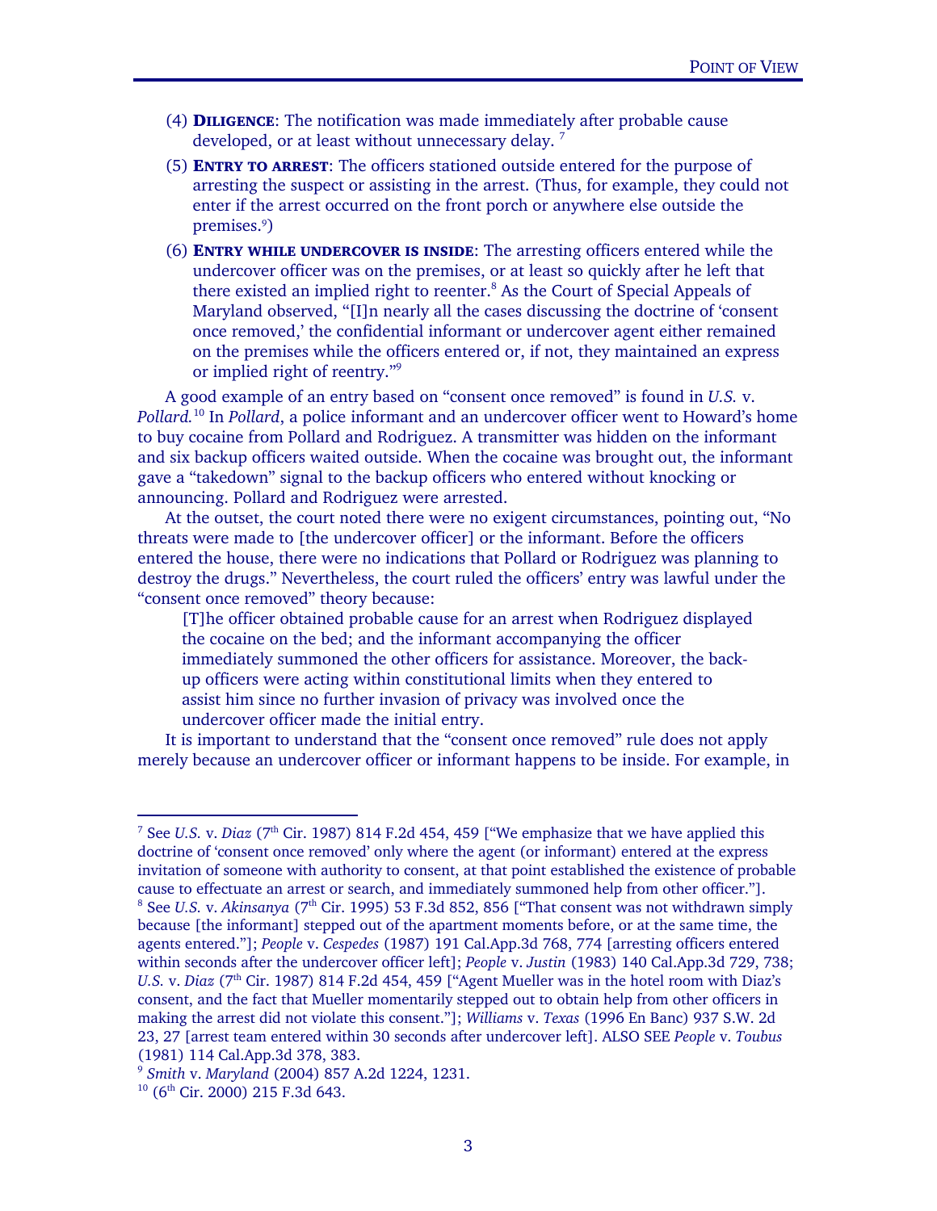(4) **DILIGENCE**: The notification was made immediately after probable cause developed, or at least without unnecessary delay. [7]

(5) **ENTRY TO ARREST**: The officers stationed outside entered for the purpose of arresting the suspect or assisting in the arrest. (Thus, for example, they could not enter if the arrest occurred on the front porch or anywhere else outside the premises.[9])

(6) **ENTRY WHILE UNDERCOVER IS INSIDE**: The arresting officers entered while the undercover officer was on the premises, or at least so quickly after he left that there existed an implied right to reenter.[8] As the Court of Special Appeals of Maryland observed, "[I]n nearly all the cases discussing the doctrine of 'consent once removed,' the confidential informant or undercover agent either remained on the premises while the officers entered or, if not, they maintained an express or implied right of reentry."[9]

A good example of an entry based on "consent once removed" is found in *U.S.* v. *Pollard.*[10] In *Pollard*, a police informant and an undercover officer went to Howard's home to buy cocaine from Pollard and Rodriguez. A transmitter was hidden on the informant and six backup officers waited outside. When the cocaine was brought out, the informant gave a "takedown" signal to the backup officers who entered without knocking or announcing. Pollard and Rodriguez were arrested.

At the outset, the court noted there were no exigent circumstances, pointing out, "No threats were made to [the undercover officer] or the informant. Before the officers entered the house, there were no indications that Pollard or Rodriguez was planning to destroy the drugs." Nevertheless, the court ruled the officers' entry was lawful under the "consent once removed" theory because:

> [T]he officer obtained probable cause for an arrest when Rodriguez displayed the cocaine on the bed; and the informant accompanying the officer immediately summoned the other officers for assistance. Moreover, the back-up officers were acting within constitutional limits when they entered to assist him since no further invasion of privacy was involved once the undercover officer made the initial entry.

It is important to understand that the "consent once removed" rule does not apply merely because an undercover officer or informant happens to be inside. For example, in

---

[7] See *U.S.* v. *Diaz* (7th Cir. 1987) 814 F.2d 454, 459 ["We emphasize that we have applied this doctrine of 'consent once removed' only where the agent (or informant) entered at the express invitation of someone with authority to consent, at that point established the existence of probable cause to effectuate an arrest or search, and immediately summoned help from other officer."].

[8] See *U.S.* v. *Akinsanya* (7th Cir. 1995) 53 F.3d 852, 856 ["That consent was not withdrawn simply because [the informant] stepped out of the apartment moments before, or at the same time, the agents entered."]; *People* v. *Cespedes* (1987) 191 Cal.App.3d 768, 774 [arresting officers entered within seconds after the undercover officer left]; *People* v. *Justin* (1983) 140 Cal.App.3d 729, 738; *U.S.* v. *Diaz* (7th Cir. 1987) 814 F.2d 454, 459 ["Agent Mueller was in the hotel room with Diaz's consent, and the fact that Mueller momentarily stepped out to obtain help from other officers in making the arrest did not violate this consent."]; *Williams* v. *Texas* (1996 En Banc) 937 S.W. 2d 23, 27 [arrest team entered within 30 seconds after undercover left]. ALSO SEE *People* v. *Toubus* (1981) 114 Cal.App.3d 378, 383.

[9] *Smith* v. *Maryland* (2004) 857 A.2d 1224, 1231.

[10] (6th Cir. 2000) 215 F.3d 643.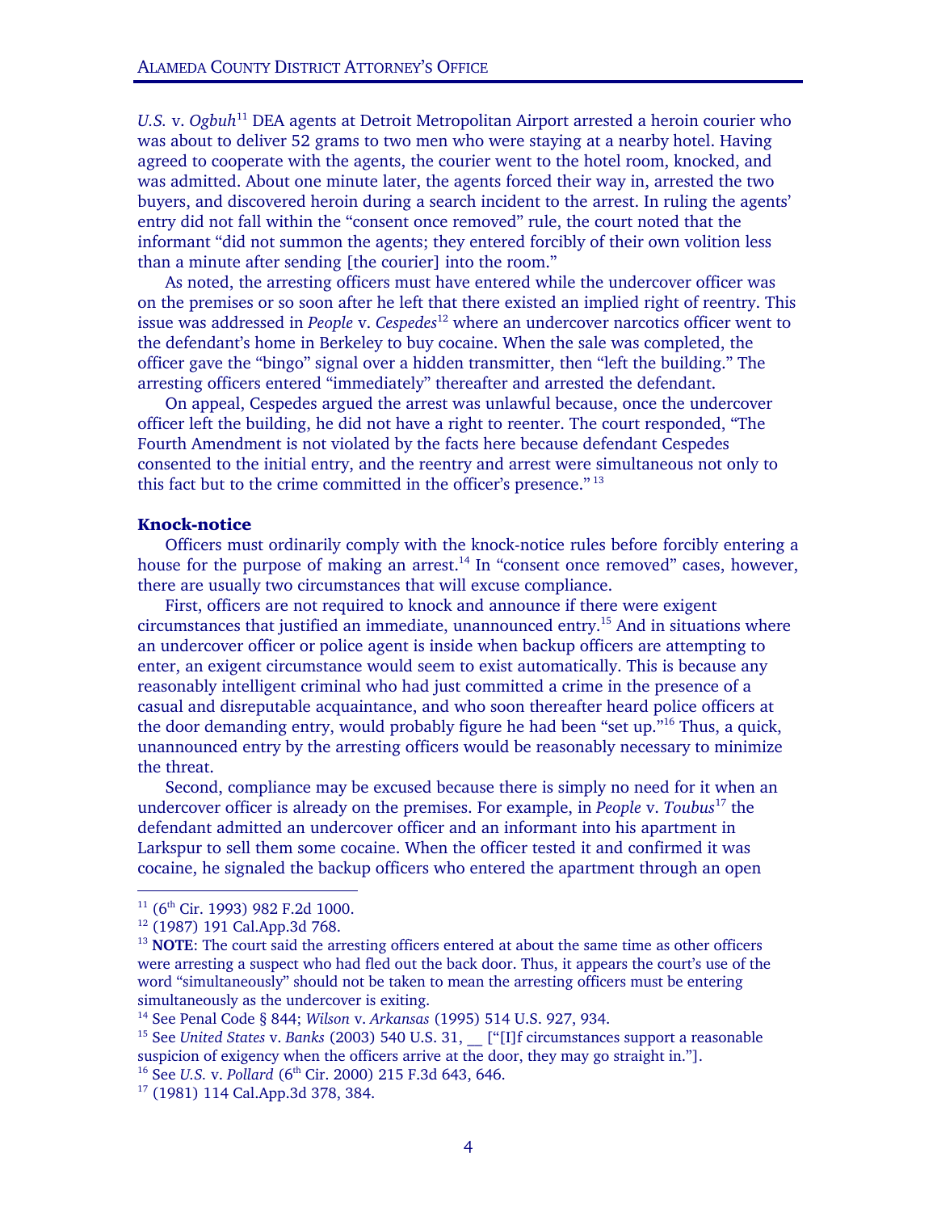*U.S.* v. *Ogbuh*[11] DEA agents at Detroit Metropolitan Airport arrested a heroin courier who was about to deliver 52 grams to two men who were staying at a nearby hotel. Having agreed to cooperate with the agents, the courier went to the hotel room, knocked, and was admitted. About one minute later, the agents forced their way in, arrested the two buyers, and discovered heroin during a search incident to the arrest. In ruling the agents' entry did not fall within the "consent once removed" rule, the court noted that the informant "did not summon the agents; they entered forcibly of their own volition less than a minute after sending [the courier] into the room."

As noted, the arresting officers must have entered while the undercover officer was on the premises or so soon after he left that there existed an implied right of reentry. This issue was addressed in *People* v. *Cespedes*[12] where an undercover narcotics officer went to the defendant's home in Berkeley to buy cocaine. When the sale was completed, the officer gave the "bingo" signal over a hidden transmitter, then "left the building." The arresting officers entered "immediately" thereafter and arrested the defendant.

On appeal, Cespedes argued the arrest was unlawful because, once the undercover officer left the building, he did not have a right to reenter. The court responded, "The Fourth Amendment is not violated by the facts here because defendant Cespedes consented to the initial entry, and the reentry and arrest were simultaneous not only to this fact but to the crime committed in the officer's presence."[13]

### Knock-notice

Officers must ordinarily comply with the knock-notice rules before forcibly entering a house for the purpose of making an arrest.[14] In "consent once removed" cases, however, there are usually two circumstances that will excuse compliance.

First, officers are not required to knock and announce if there were exigent circumstances that justified an immediate, unannounced entry.[15] And in situations where an undercover officer or police agent is inside when backup officers are attempting to enter, an exigent circumstance would seem to exist automatically. This is because any reasonably intelligent criminal who had just committed a crime in the presence of a casual and disreputable acquaintance, and who soon thereafter heard police officers at the door demanding entry, would probably figure he had been "set up."[16] Thus, a quick, unannounced entry by the arresting officers would be reasonably necessary to minimize the threat.

Second, compliance may be excused because there is simply no need for it when an undercover officer is already on the premises. For example, in *People* v. *Toubus*[17] the defendant admitted an undercover officer and an informant into his apartment in Larkspur to sell them some cocaine. When the officer tested it and confirmed it was cocaine, he signaled the backup officers who entered the apartment through an open

---

[11] (6th Cir. 1993) 982 F.2d 1000.

[12] (1987) 191 Cal.App.3d 768.

[13] **NOTE**: The court said the arresting officers entered at about the same time as other officers were arresting a suspect who had fled out the back door. Thus, it appears the court's use of the word "simultaneously" should not be taken to mean the arresting officers must be entering simultaneously as the undercover is exiting.

[14] See Penal Code § 844; *Wilson* v. *Arkansas* (1995) 514 U.S. 927, 934.

[15] See *United States* v. *Banks* (2003) 540 U.S. 31, __ ["[I]f circumstances support a reasonable suspicion of exigency when the officers arrive at the door, they may go straight in."].

[16] See *U.S.* v. *Pollard* (6th Cir. 2000) 215 F.3d 643, 646.

[17] (1981) 114 Cal.App.3d 378, 384.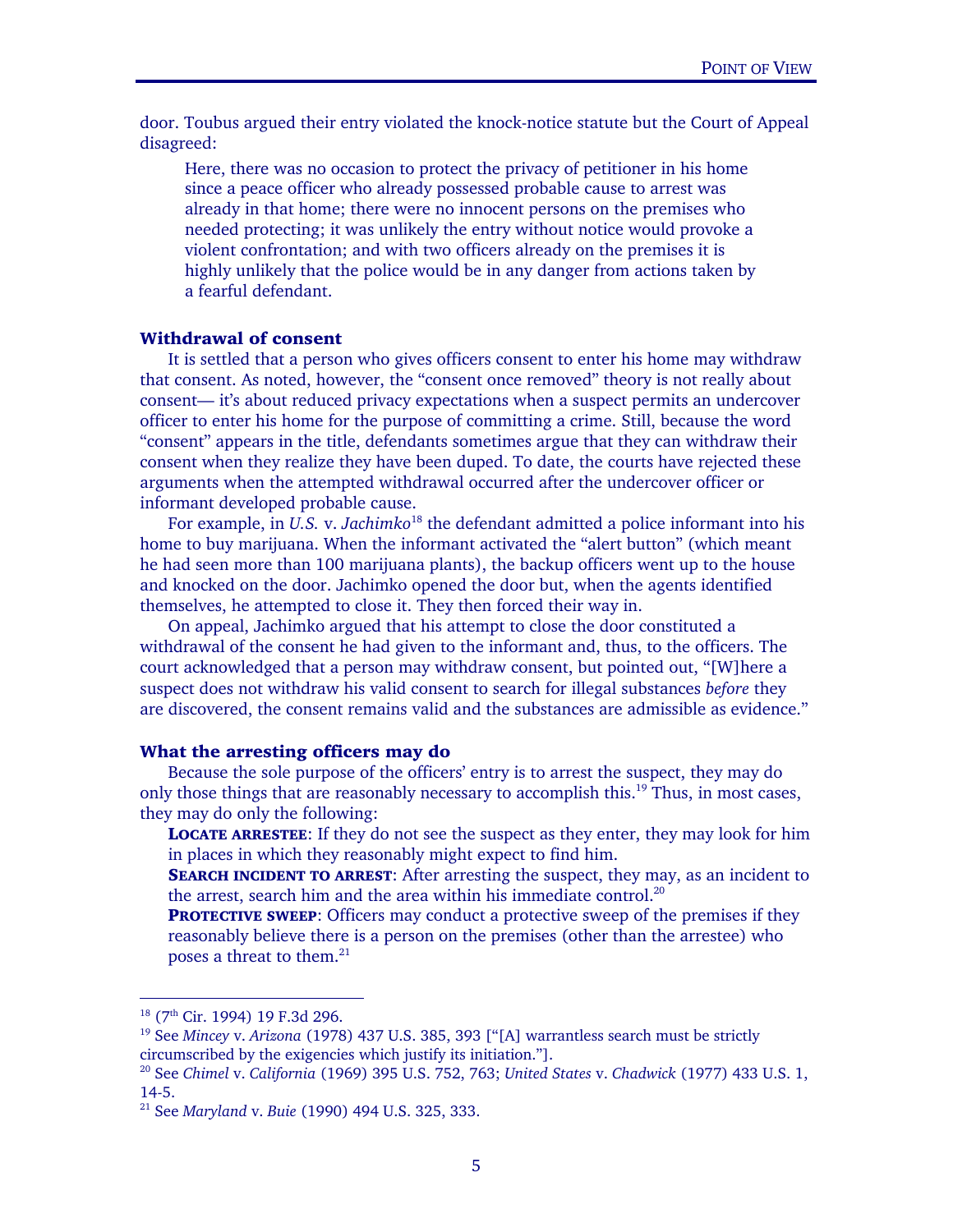door. Toubus argued their entry violated the knock-notice statute but the Court of Appeal disagreed:

> Here, there was no occasion to protect the privacy of petitioner in his home since a peace officer who already possessed probable cause to arrest was already in that home; there were no innocent persons on the premises who needed protecting; it was unlikely the entry without notice would provoke a violent confrontation; and with two officers already on the premises it is highly unlikely that the police would be in any danger from actions taken by a fearful defendant.

### Withdrawal of consent

It is settled that a person who gives officers consent to enter his home may withdraw that consent. As noted, however, the "consent once removed" theory is not really about consent— it's about reduced privacy expectations when a suspect permits an undercover officer to enter his home for the purpose of committing a crime. Still, because the word "consent" appears in the title, defendants sometimes argue that they can withdraw their consent when they realize they have been duped. To date, the courts have rejected these arguments when the attempted withdrawal occurred after the undercover officer or informant developed probable cause.

For example, in *U.S.* v. *Jachimko*[18] the defendant admitted a police informant into his home to buy marijuana. When the informant activated the "alert button" (which meant he had seen more than 100 marijuana plants), the backup officers went up to the house and knocked on the door. Jachimko opened the door but, when the agents identified themselves, he attempted to close it. They then forced their way in.

On appeal, Jachimko argued that his attempt to close the door constituted a withdrawal of the consent he had given to the informant and, thus, to the officers. The court acknowledged that a person may withdraw consent, but pointed out, "[W]here a suspect does not withdraw his valid consent to search for illegal substances *before* they are discovered, the consent remains valid and the substances are admissible as evidence."

### What the arresting officers may do

Because the sole purpose of the officers' entry is to arrest the suspect, they may do only those things that are reasonably necessary to accomplish this.[19] Thus, in most cases, they may do only the following:

**Locate arrestee**: If they do not see the suspect as they enter, they may look for him in places in which they reasonably might expect to find him.

**Search incident to arrest**: After arresting the suspect, they may, as an incident to the arrest, search him and the area within his immediate control.[20]

**Protective sweep**: Officers may conduct a protective sweep of the premises if they reasonably believe there is a person on the premises (other than the arrestee) who poses a threat to them.[21]

---

[18] (7th Cir. 1994) 19 F.3d 296.

[19] See *Mincey* v. *Arizona* (1978) 437 U.S. 385, 393 ["[A] warrantless search must be strictly circumscribed by the exigencies which justify its initiation."].

[20] See *Chimel* v. *California* (1969) 395 U.S. 752, 763; *United States* v. *Chadwick* (1977) 433 U.S. 1, 14-5.

[21] See *Maryland* v. *Buie* (1990) 494 U.S. 325, 333.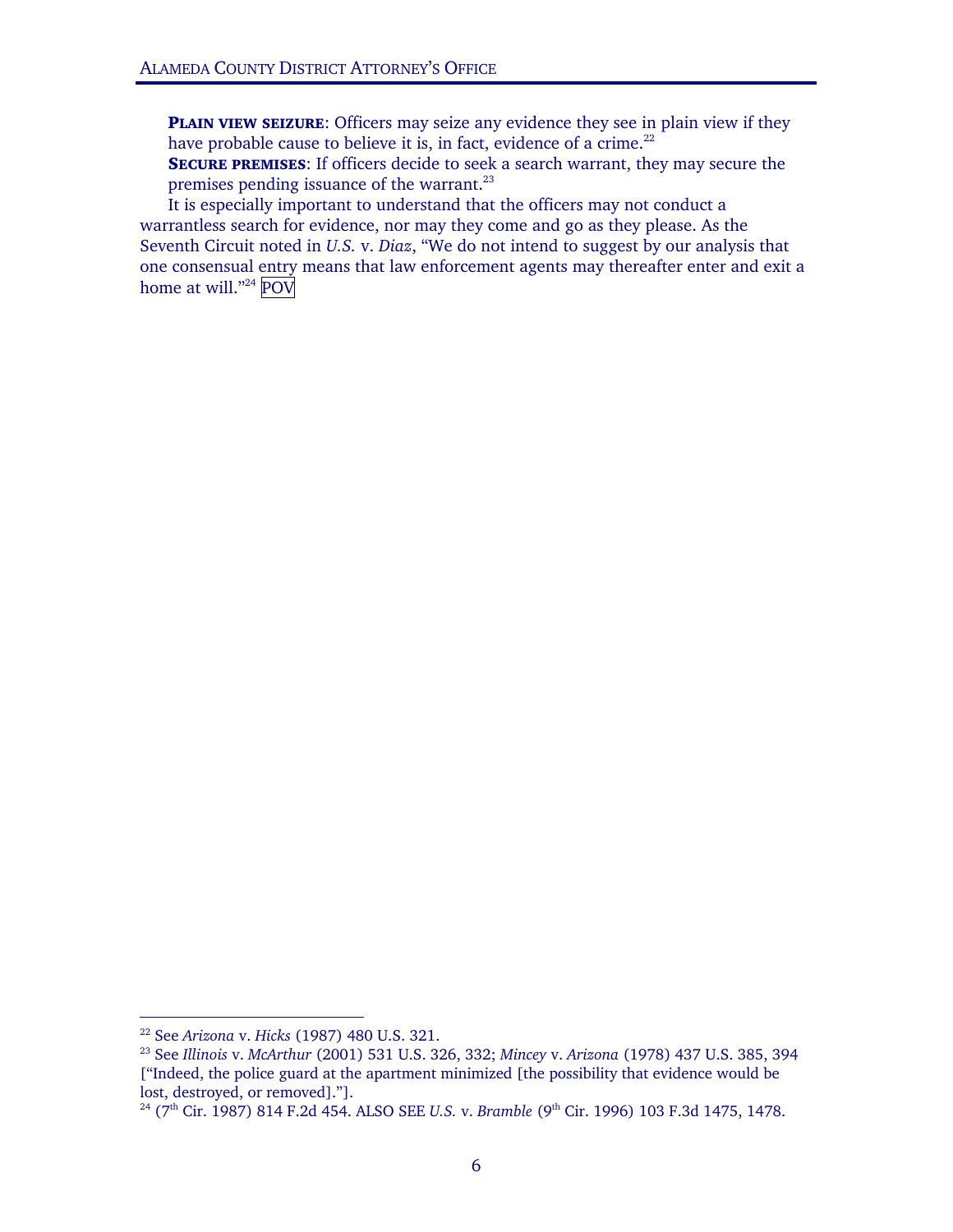**PLAIN VIEW SEIZURE**: Officers may seize any evidence they see in plain view if they have probable cause to believe it is, in fact, evidence of a crime.[22]

**SECURE PREMISES**: If officers decide to seek a search warrant, they may secure the premises pending issuance of the warrant.[23]

It is especially important to understand that the officers may not conduct a warrantless search for evidence, nor may they come and go as they please. As the Seventh Circuit noted in *U.S.* v. *Diaz*, "We do not intend to suggest by our analysis that one consensual entry means that law enforcement agents may thereafter enter and exit a home at will."[24] POV

---

[22] See *Arizona* v. *Hicks* (1987) 480 U.S. 321.

[23] See *Illinois* v. *McArthur* (2001) 531 U.S. 326, 332; *Mincey* v. *Arizona* (1978) 437 U.S. 385, 394 ["Indeed, the police guard at the apartment minimized [the possibility that evidence would be lost, destroyed, or removed]."].

[24] (7th Cir. 1987) 814 F.2d 454. ALSO SEE *U.S.* v. *Bramble* (9th Cir. 1996) 103 F.3d 1475, 1478.